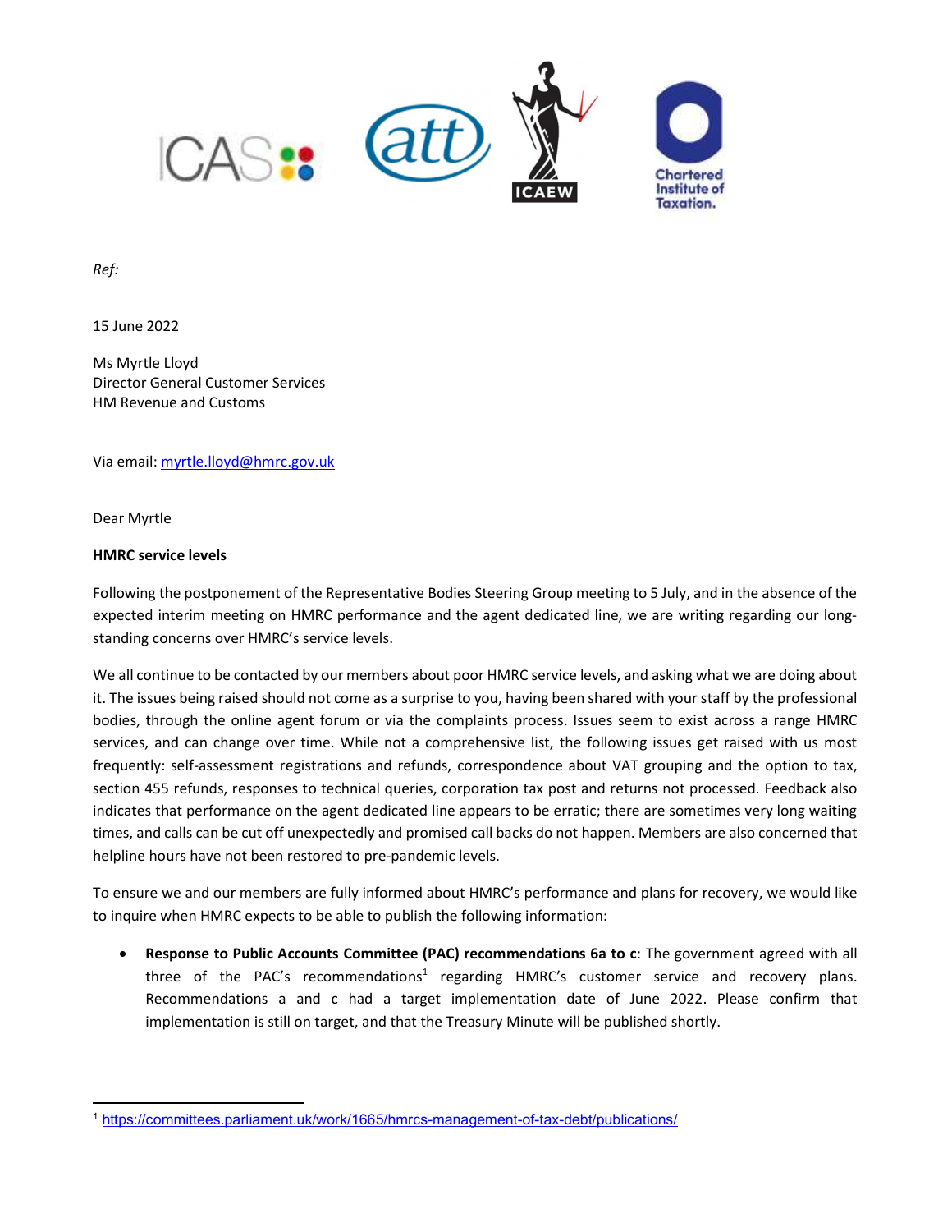ICAS att ICAEW Chartered Institute of Taxation.

*Ref:*

15 June 2022

Ms Myrtle Lloyd
Director General Customer Services
HM Revenue and Customs

Via email: myrtle.lloyd@hmrc.gov.uk

Dear Myrtle

**HMRC service levels**

Following the postponement of the Representative Bodies Steering Group meeting to 5 July, and in the absence of the expected interim meeting on HMRC performance and the agent dedicated line, we are writing regarding our long-standing concerns over HMRC's service levels.

We all continue to be contacted by our members about poor HMRC service levels, and asking what we are doing about it. The issues being raised should not come as a surprise to you, having been shared with your staff by the professional bodies, through the online agent forum or via the complaints process. Issues seem to exist across a range HMRC services, and can change over time. While not a comprehensive list, the following issues get raised with us most frequently: self-assessment registrations and refunds, correspondence about VAT grouping and the option to tax, section 455 refunds, responses to technical queries, corporation tax post and returns not processed. Feedback also indicates that performance on the agent dedicated line appears to be erratic; there are sometimes very long waiting times, and calls can be cut off unexpectedly and promised call backs do not happen. Members are also concerned that helpline hours have not been restored to pre-pandemic levels.

To ensure we and our members are fully informed about HMRC's performance and plans for recovery, we would like to inquire when HMRC expects to be able to publish the following information:

- **Response to Public Accounts Committee (PAC) recommendations 6a to c**: The government agreed with all three of the PAC's recommendations[1] regarding HMRC's customer service and recovery plans. Recommendations a and c had a target implementation date of June 2022. Please confirm that implementation is still on target, and that the Treasury Minute will be published shortly.

[1] https://committees.parliament.uk/work/1665/hmrcs-management-of-tax-debt/publications/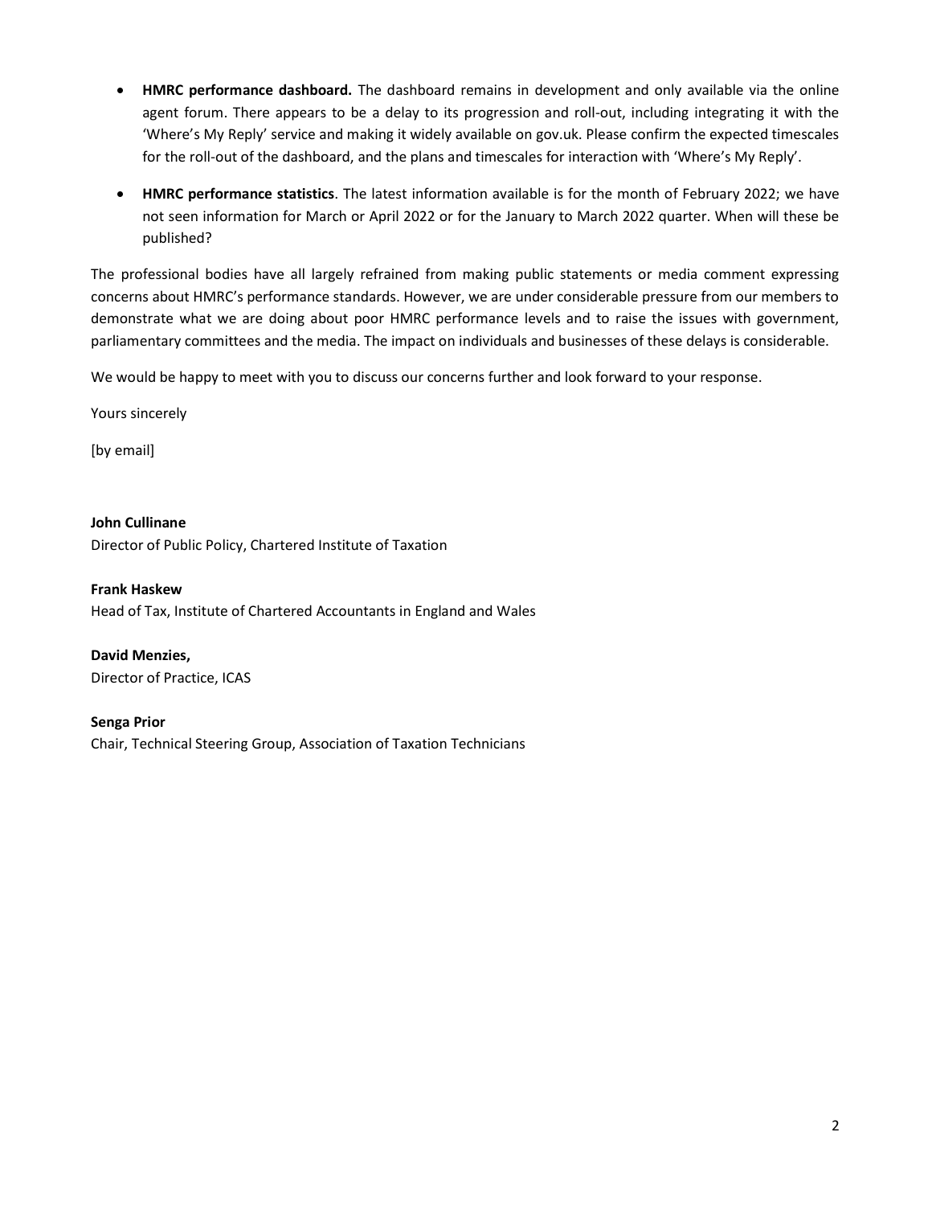- **HMRC performance dashboard.** The dashboard remains in development and only available via the online agent forum. There appears to be a delay to its progression and roll-out, including integrating it with the 'Where's My Reply' service and making it widely available on gov.uk. Please confirm the expected timescales for the roll-out of the dashboard, and the plans and timescales for interaction with 'Where's My Reply'.

- **HMRC performance statistics**. The latest information available is for the month of February 2022; we have not seen information for March or April 2022 or for the January to March 2022 quarter. When will these be published?

The professional bodies have all largely refrained from making public statements or media comment expressing concerns about HMRC's performance standards. However, we are under considerable pressure from our members to demonstrate what we are doing about poor HMRC performance levels and to raise the issues with government, parliamentary committees and the media. The impact on individuals and businesses of these delays is considerable.

We would be happy to meet with you to discuss our concerns further and look forward to your response.

Yours sincerely

[by email]

**John Cullinane**
Director of Public Policy, Chartered Institute of Taxation

**Frank Haskew**
Head of Tax, Institute of Chartered Accountants in England and Wales

**David Menzies,**
Director of Practice, ICAS

**Senga Prior**
Chair, Technical Steering Group, Association of Taxation Technicians